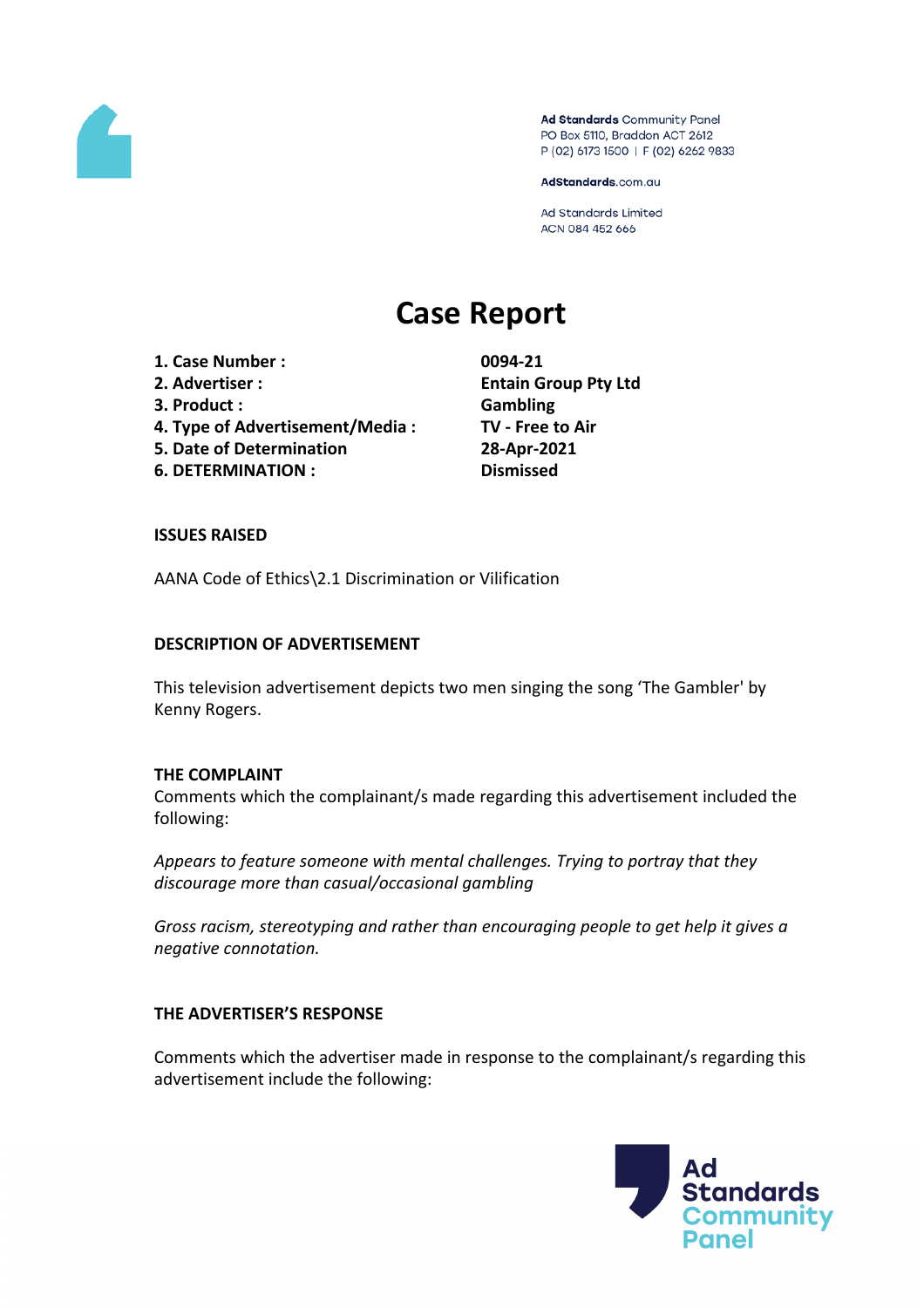Ad Standards Community Panel
PO Box 5110, Braddon ACT 2612
P (02) 6173 1500 | F (02) 6262 9833

AdStandards.com.au

Ad Standards Limited
ACN 084 452 666

# Case Report

| | |
|---|---|
| **1. Case Number :** | **0094-21** |
| **2. Advertiser :** | **Entain Group Pty Ltd** |
| **3. Product :** | **Gambling** |
| **4. Type of Advertisement/Media :** | **TV - Free to Air** |
| **5. Date of Determination** | **28-Apr-2021** |
| **6. DETERMINATION :** | **Dismissed** |

**ISSUES RAISED**

AANA Code of Ethics\2.1 Discrimination or Vilification

**DESCRIPTION OF ADVERTISEMENT**

This television advertisement depicts two men singing the song 'The Gambler' by Kenny Rogers.

**THE COMPLAINT**

Comments which the complainant/s made regarding this advertisement included the following:

*Appears to feature someone with mental challenges. Trying to portray that they discourage more than casual/occasional gambling*

*Gross racism, stereotyping and rather than encouraging people to get help it gives a negative connotation.*

**THE ADVERTISER'S RESPONSE**

Comments which the advertiser made in response to the complainant/s regarding this advertisement include the following: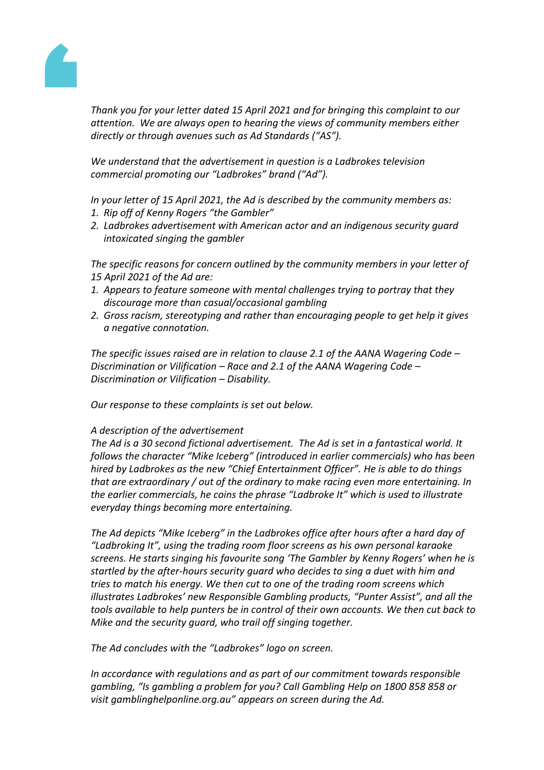*Thank you for your letter dated 15 April 2021 and for bringing this complaint to our attention. We are always open to hearing the views of community members either directly or through avenues such as Ad Standards ("AS").*

*We understand that the advertisement in question is a Ladbrokes television commercial promoting our "Ladbrokes" brand ("Ad").*

*In your letter of 15 April 2021, the Ad is described by the community members as:*

1. *Rip off of Kenny Rogers "the Gambler"*
2. *Ladbrokes advertisement with American actor and an indigenous security guard intoxicated singing the gambler*

*The specific reasons for concern outlined by the community members in your letter of 15 April 2021 of the Ad are:*

1. *Appears to feature someone with mental challenges trying to portray that they discourage more than casual/occasional gambling*
2. *Gross racism, stereotyping and rather than encouraging people to get help it gives a negative connotation.*

*The specific issues raised are in relation to clause 2.1 of the AANA Wagering Code – Discrimination or Vilification – Race and 2.1 of the AANA Wagering Code – Discrimination or Vilification – Disability.*

*Our response to these complaints is set out below.*

*A description of the advertisement*

*The Ad is a 30 second fictional advertisement. The Ad is set in a fantastical world. It follows the character "Mike Iceberg" (introduced in earlier commercials) who has been hired by Ladbrokes as the new "Chief Entertainment Officer". He is able to do things that are extraordinary / out of the ordinary to make racing even more entertaining. In the earlier commercials, he coins the phrase "Ladbroke It" which is used to illustrate everyday things becoming more entertaining.*

*The Ad depicts "Mike Iceberg" in the Ladbrokes office after hours after a hard day of "Ladbroking It", using the trading room floor screens as his own personal karaoke screens. He starts singing his favourite song 'The Gambler by Kenny Rogers' when he is startled by the after-hours security guard who decides to sing a duet with him and tries to match his energy. We then cut to one of the trading room screens which illustrates Ladbrokes' new Responsible Gambling products, "Punter Assist", and all the tools available to help punters be in control of their own accounts. We then cut back to Mike and the security guard, who trail off singing together.*

*The Ad concludes with the "Ladbrokes" logo on screen.*

*In accordance with regulations and as part of our commitment towards responsible gambling, "Is gambling a problem for you? Call Gambling Help on 1800 858 858 or visit gamblinghelponline.org.au" appears on screen during the Ad.*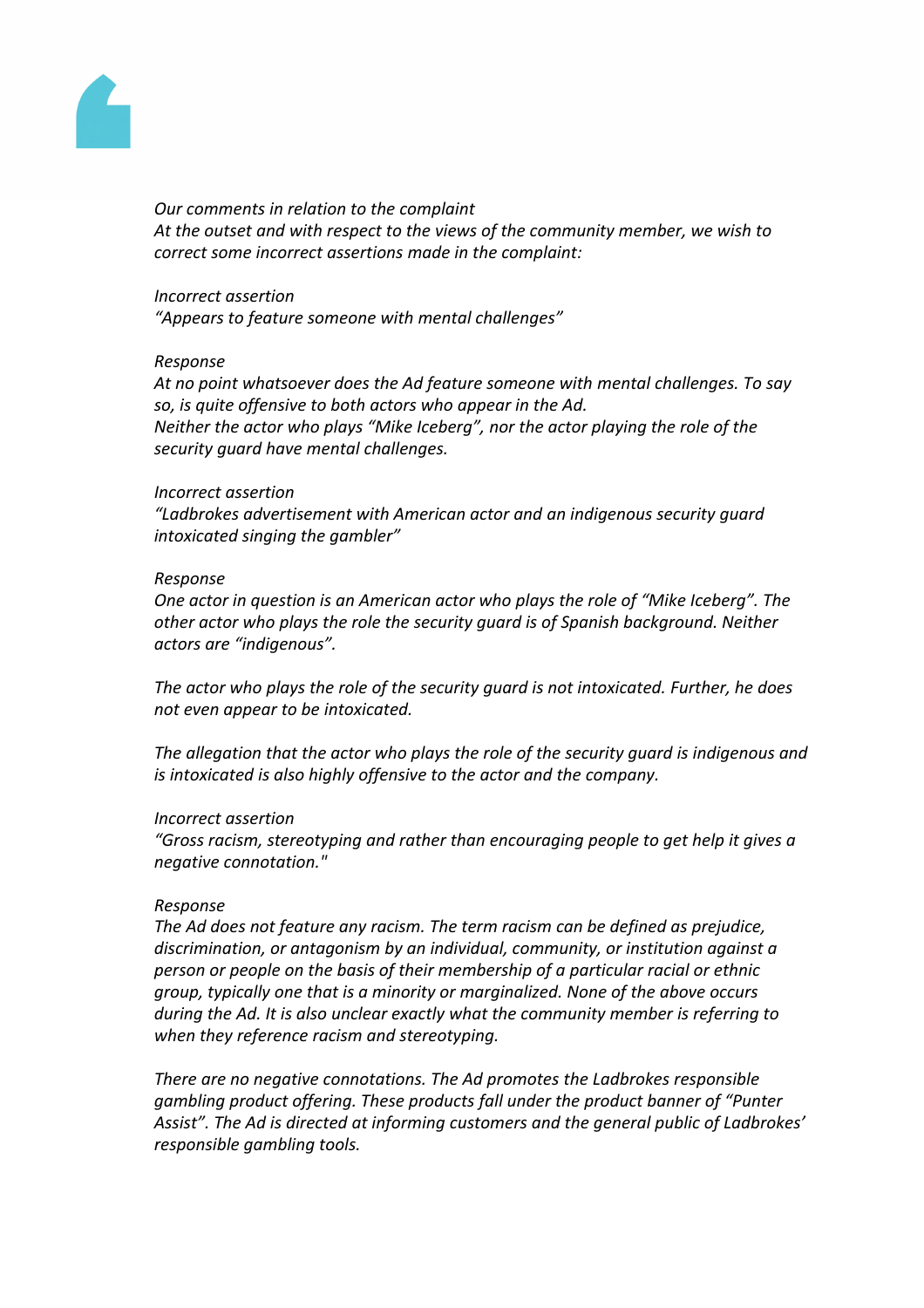*Our comments in relation to the complaint*
*At the outset and with respect to the views of the community member, we wish to correct some incorrect assertions made in the complaint:*

*Incorrect assertion*
*"Appears to feature someone with mental challenges"*

*Response*
*At no point whatsoever does the Ad feature someone with mental challenges. To say so, is quite offensive to both actors who appear in the Ad.*
*Neither the actor who plays "Mike Iceberg", nor the actor playing the role of the security guard have mental challenges.*

*Incorrect assertion*
*"Ladbrokes advertisement with American actor and an indigenous security guard intoxicated singing the gambler"*

*Response*
*One actor in question is an American actor who plays the role of "Mike Iceberg". The other actor who plays the role the security guard is of Spanish background. Neither actors are "indigenous".*

*The actor who plays the role of the security guard is not intoxicated. Further, he does not even appear to be intoxicated.*

*The allegation that the actor who plays the role of the security guard is indigenous and is intoxicated is also highly offensive to the actor and the company.*

*Incorrect assertion*
*"Gross racism, stereotyping and rather than encouraging people to get help it gives a negative connotation."*

*Response*
*The Ad does not feature any racism. The term racism can be defined as prejudice, discrimination, or antagonism by an individual, community, or institution against a person or people on the basis of their membership of a particular racial or ethnic group, typically one that is a minority or marginalized. None of the above occurs during the Ad. It is also unclear exactly what the community member is referring to when they reference racism and stereotyping.*

*There are no negative connotations. The Ad promotes the Ladbrokes responsible gambling product offering. These products fall under the product banner of "Punter Assist". The Ad is directed at informing customers and the general public of Ladbrokes' responsible gambling tools.*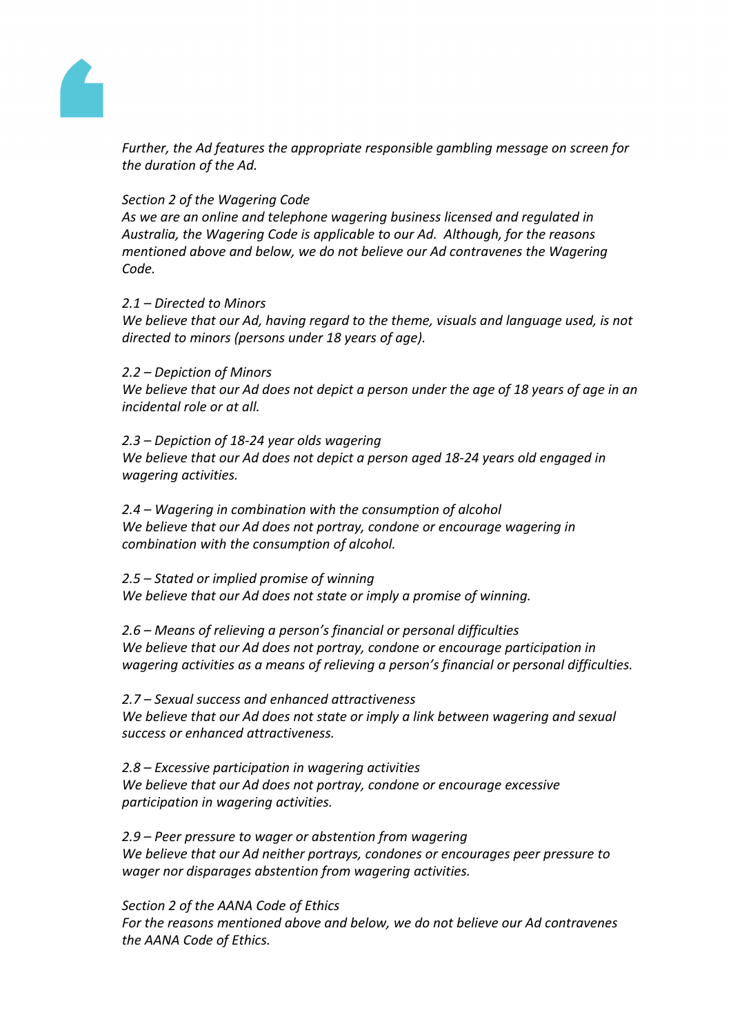*Further, the Ad features the appropriate responsible gambling message on screen for the duration of the Ad.*

*Section 2 of the Wagering Code*
*As we are an online and telephone wagering business licensed and regulated in Australia, the Wagering Code is applicable to our Ad. Although, for the reasons mentioned above and below, we do not believe our Ad contravenes the Wagering Code.*

*2.1 – Directed to Minors*
*We believe that our Ad, having regard to the theme, visuals and language used, is not directed to minors (persons under 18 years of age).*

*2.2 – Depiction of Minors*
*We believe that our Ad does not depict a person under the age of 18 years of age in an incidental role or at all.*

*2.3 – Depiction of 18-24 year olds wagering*
*We believe that our Ad does not depict a person aged 18-24 years old engaged in wagering activities.*

*2.4 – Wagering in combination with the consumption of alcohol*
*We believe that our Ad does not portray, condone or encourage wagering in combination with the consumption of alcohol.*

*2.5 – Stated or implied promise of winning*
*We believe that our Ad does not state or imply a promise of winning.*

*2.6 – Means of relieving a person's financial or personal difficulties*
*We believe that our Ad does not portray, condone or encourage participation in wagering activities as a means of relieving a person's financial or personal difficulties.*

*2.7 – Sexual success and enhanced attractiveness*
*We believe that our Ad does not state or imply a link between wagering and sexual success or enhanced attractiveness.*

*2.8 – Excessive participation in wagering activities*
*We believe that our Ad does not portray, condone or encourage excessive participation in wagering activities.*

*2.9 – Peer pressure to wager or abstention from wagering*
*We believe that our Ad neither portrays, condones or encourages peer pressure to wager nor disparages abstention from wagering activities.*

*Section 2 of the AANA Code of Ethics*
*For the reasons mentioned above and below, we do not believe our Ad contravenes the AANA Code of Ethics.*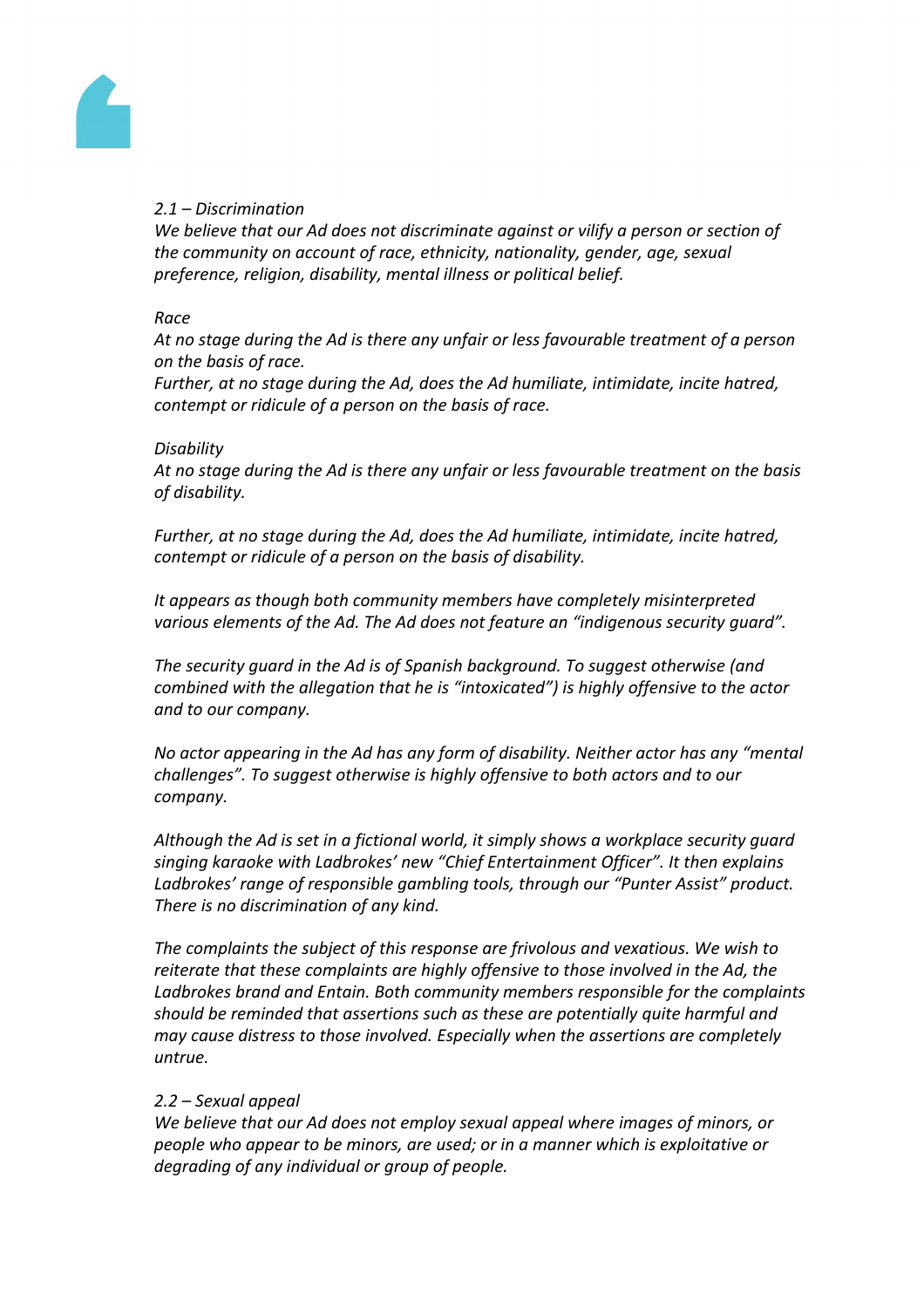*2.1 – Discrimination*
*We believe that our Ad does not discriminate against or vilify a person or section of the community on account of race, ethnicity, nationality, gender, age, sexual preference, religion, disability, mental illness or political belief.*

*Race*
*At no stage during the Ad is there any unfair or less favourable treatment of a person on the basis of race.*
*Further, at no stage during the Ad, does the Ad humiliate, intimidate, incite hatred, contempt or ridicule of a person on the basis of race.*

*Disability*
*At no stage during the Ad is there any unfair or less favourable treatment on the basis of disability.*

*Further, at no stage during the Ad, does the Ad humiliate, intimidate, incite hatred, contempt or ridicule of a person on the basis of disability.*

*It appears as though both community members have completely misinterpreted various elements of the Ad. The Ad does not feature an "indigenous security guard".*

*The security guard in the Ad is of Spanish background. To suggest otherwise (and combined with the allegation that he is "intoxicated") is highly offensive to the actor and to our company.*

*No actor appearing in the Ad has any form of disability. Neither actor has any "mental challenges". To suggest otherwise is highly offensive to both actors and to our company.*

*Although the Ad is set in a fictional world, it simply shows a workplace security guard singing karaoke with Ladbrokes' new "Chief Entertainment Officer". It then explains Ladbrokes' range of responsible gambling tools, through our "Punter Assist" product. There is no discrimination of any kind.*

*The complaints the subject of this response are frivolous and vexatious. We wish to reiterate that these complaints are highly offensive to those involved in the Ad, the Ladbrokes brand and Entain. Both community members responsible for the complaints should be reminded that assertions such as these are potentially quite harmful and may cause distress to those involved. Especially when the assertions are completely untrue.*

*2.2 – Sexual appeal*
*We believe that our Ad does not employ sexual appeal where images of minors, or people who appear to be minors, are used; or in a manner which is exploitative or degrading of any individual or group of people.*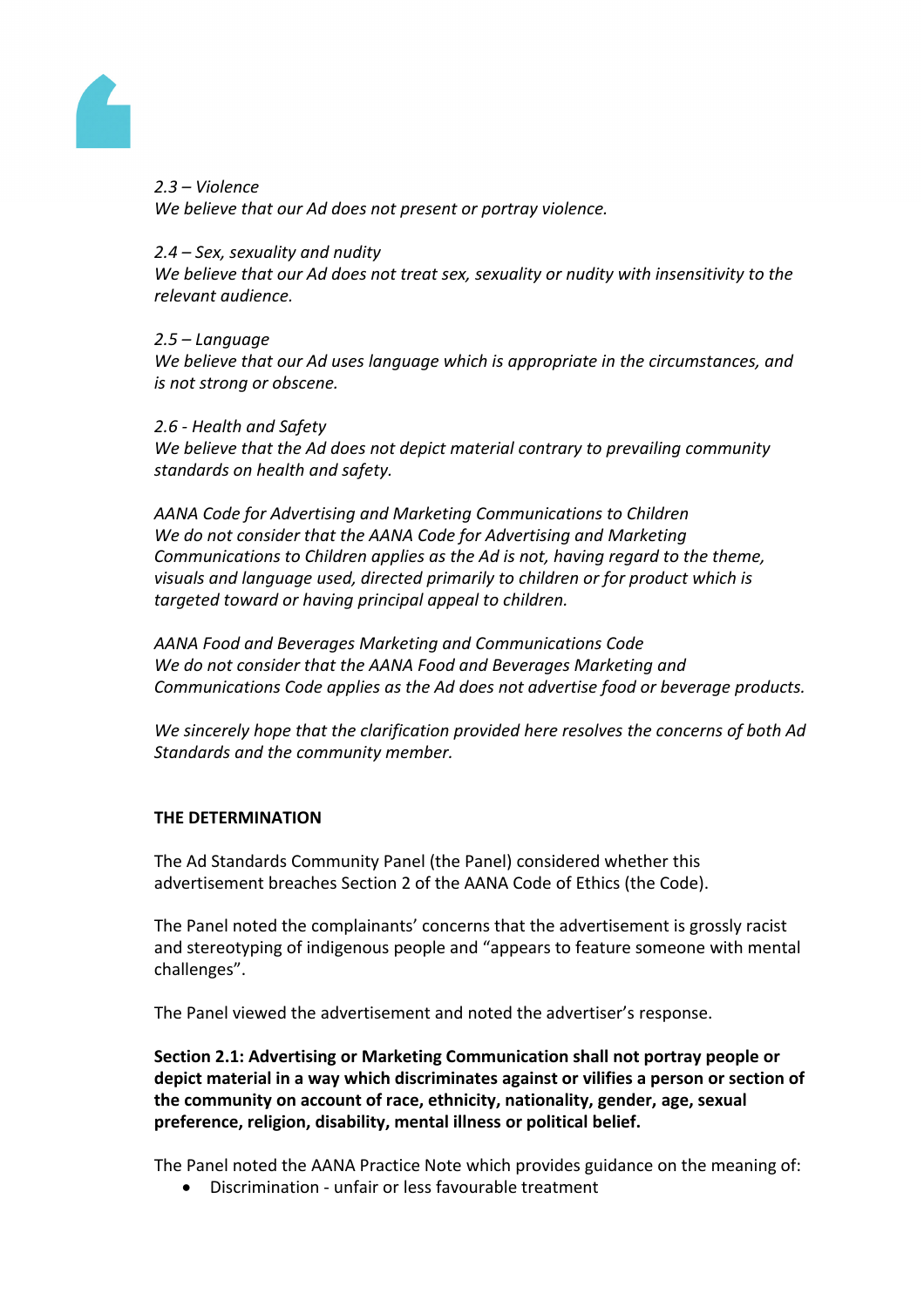*2.3 – Violence*
*We believe that our Ad does not present or portray violence.*

*2.4 – Sex, sexuality and nudity*
*We believe that our Ad does not treat sex, sexuality or nudity with insensitivity to the relevant audience.*

*2.5 – Language*
*We believe that our Ad uses language which is appropriate in the circumstances, and is not strong or obscene.*

*2.6 - Health and Safety*
*We believe that the Ad does not depict material contrary to prevailing community standards on health and safety.*

*AANA Code for Advertising and Marketing Communications to Children*
*We do not consider that the AANA Code for Advertising and Marketing Communications to Children applies as the Ad is not, having regard to the theme, visuals and language used, directed primarily to children or for product which is targeted toward or having principal appeal to children.*

*AANA Food and Beverages Marketing and Communications Code*
*We do not consider that the AANA Food and Beverages Marketing and Communications Code applies as the Ad does not advertise food or beverage products.*

*We sincerely hope that the clarification provided here resolves the concerns of both Ad Standards and the community member.*

**THE DETERMINATION**

The Ad Standards Community Panel (the Panel) considered whether this advertisement breaches Section 2 of the AANA Code of Ethics (the Code).

The Panel noted the complainants' concerns that the advertisement is grossly racist and stereotyping of indigenous people and "appears to feature someone with mental challenges".

The Panel viewed the advertisement and noted the advertiser's response.

**Section 2.1: Advertising or Marketing Communication shall not portray people or depict material in a way which discriminates against or vilifies a person or section of the community on account of race, ethnicity, nationality, gender, age, sexual preference, religion, disability, mental illness or political belief.**

The Panel noted the AANA Practice Note which provides guidance on the meaning of:

- Discrimination - unfair or less favourable treatment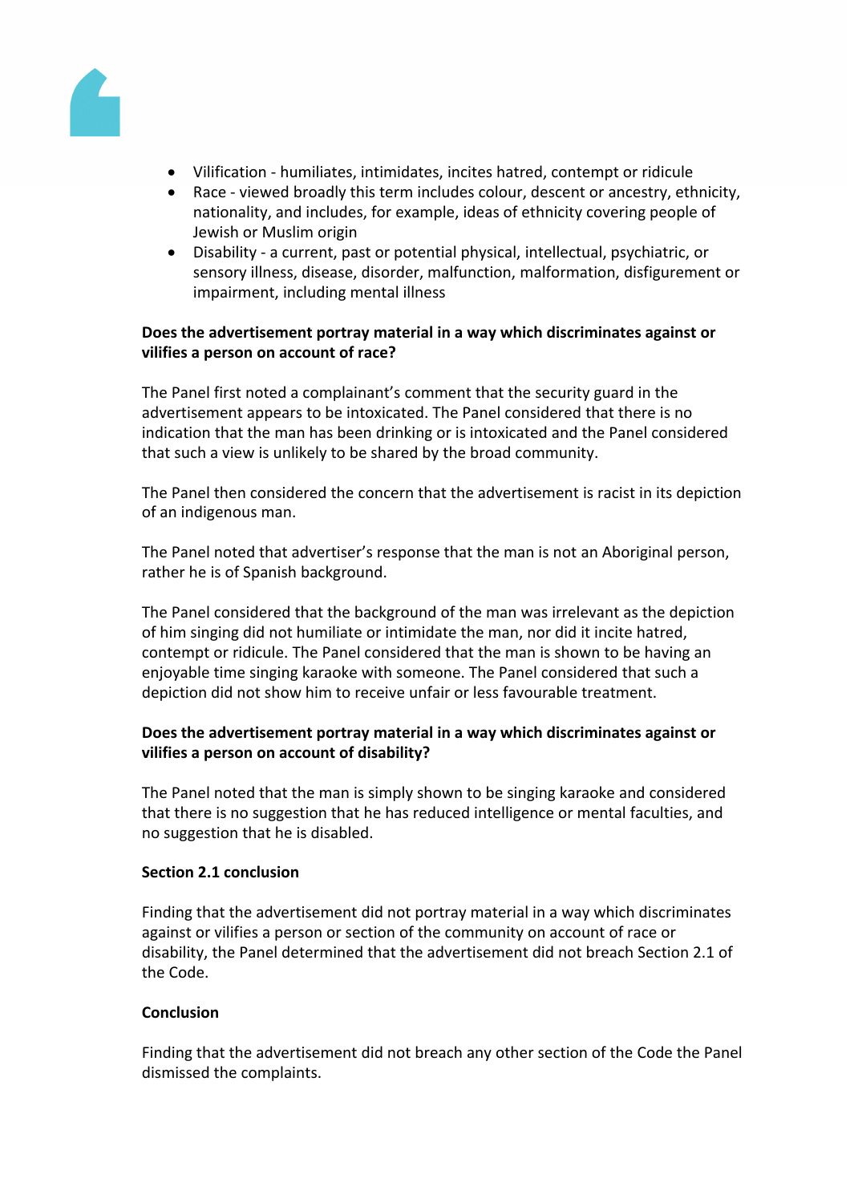- Vilification - humiliates, intimidates, incites hatred, contempt or ridicule
- Race - viewed broadly this term includes colour, descent or ancestry, ethnicity, nationality, and includes, for example, ideas of ethnicity covering people of Jewish or Muslim origin
- Disability - a current, past or potential physical, intellectual, psychiatric, or sensory illness, disease, disorder, malfunction, malformation, disfigurement or impairment, including mental illness

**Does the advertisement portray material in a way which discriminates against or vilifies a person on account of race?**

The Panel first noted a complainant's comment that the security guard in the advertisement appears to be intoxicated. The Panel considered that there is no indication that the man has been drinking or is intoxicated and the Panel considered that such a view is unlikely to be shared by the broad community.

The Panel then considered the concern that the advertisement is racist in its depiction of an indigenous man.

The Panel noted that advertiser's response that the man is not an Aboriginal person, rather he is of Spanish background.

The Panel considered that the background of the man was irrelevant as the depiction of him singing did not humiliate or intimidate the man, nor did it incite hatred, contempt or ridicule. The Panel considered that the man is shown to be having an enjoyable time singing karaoke with someone. The Panel considered that such a depiction did not show him to receive unfair or less favourable treatment.

**Does the advertisement portray material in a way which discriminates against or vilifies a person on account of disability?**

The Panel noted that the man is simply shown to be singing karaoke and considered that there is no suggestion that he has reduced intelligence or mental faculties, and no suggestion that he is disabled.

**Section 2.1 conclusion**

Finding that the advertisement did not portray material in a way which discriminates against or vilifies a person or section of the community on account of race or disability, the Panel determined that the advertisement did not breach Section 2.1 of the Code.

**Conclusion**

Finding that the advertisement did not breach any other section of the Code the Panel dismissed the complaints.